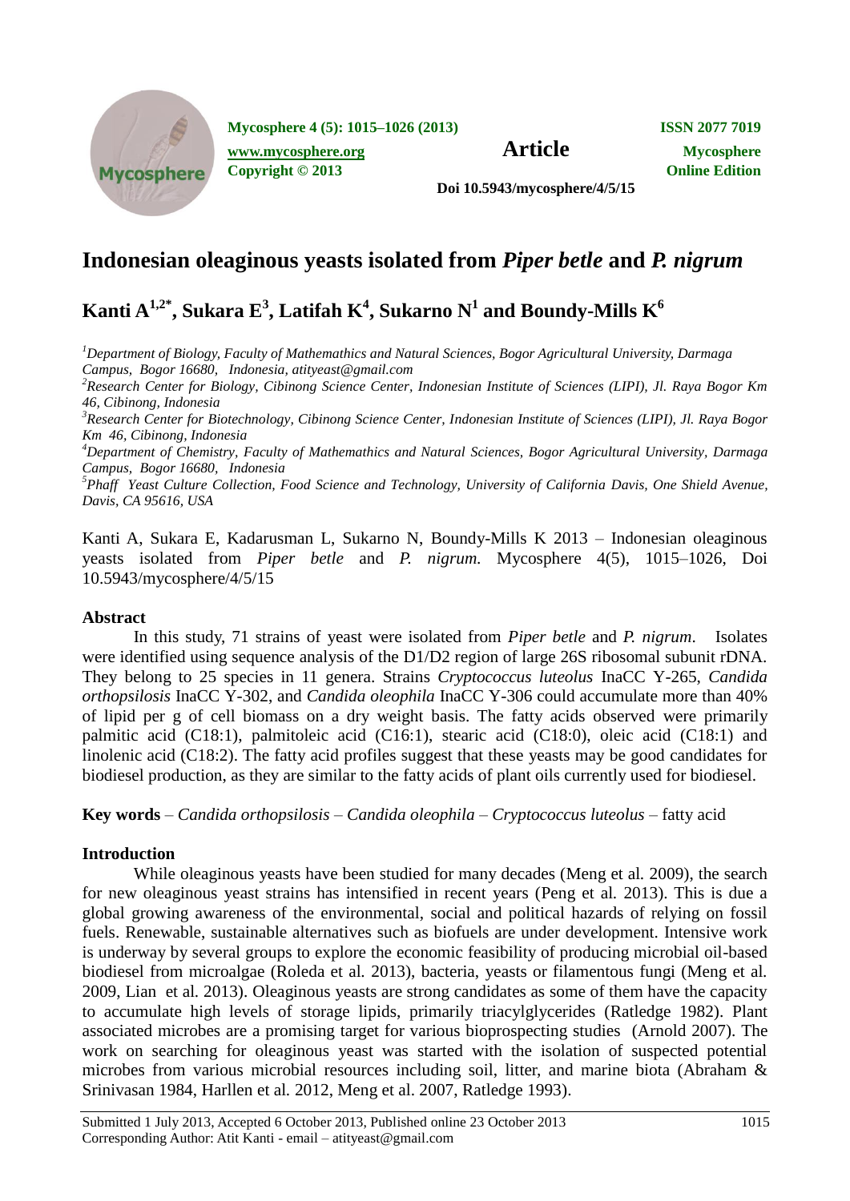# Indonesian oleaginous yeasts isolated from *Piper betle* and *P. nigrum*

## Kanti A[1,2*], Sukara E[3], Latifah K[4], Sukarno N[1] and Boundy-Mills K[6]

[1]*Department of Biology, Faculty of Mathemathics and Natural Sciences, Bogor Agricultural University, Darmaga Campus, Bogor 16680, Indonesia, atityeast@gmail.com*

[2]*Research Center for Biology, Cibinong Science Center, Indonesian Institute of Sciences (LIPI), Jl. Raya Bogor Km 46, Cibinong, Indonesia*

[3]*Research Center for Biotechnology, Cibinong Science Center, Indonesian Institute of Sciences (LIPI), Jl. Raya Bogor Km 46, Cibinong, Indonesia*

[4]*Department of Chemistry, Faculty of Mathemathics and Natural Sciences, Bogor Agricultural University, Darmaga Campus, Bogor 16680, Indonesia*

[5]*Phaff Yeast Culture Collection, Food Science and Technology, University of California Davis, One Shield Avenue, Davis, CA 95616, USA*

Kanti A, Sukara E, Kadarusman L, Sukarno N, Boundy-Mills K 2013 – Indonesian oleaginous yeasts isolated from *Piper betle* and *P. nigrum.* Mycosphere 4(5), 1015–1026, Doi 10.5943/mycosphere/4/5/15

### Abstract

In this study, 71 strains of yeast were isolated from *Piper betle* and *P. nigrum*. Isolates were identified using sequence analysis of the D1/D2 region of large 26S ribosomal subunit rDNA. They belong to 25 species in 11 genera. Strains *Cryptococcus luteolus* InaCC Y-265, *Candida orthopsilosis* InaCC Y-302, and *Candida oleophila* InaCC Y-306 could accumulate more than 40% of lipid per g of cell biomass on a dry weight basis. The fatty acids observed were primarily palmitic acid (C18:1), palmitoleic acid (C16:1), stearic acid (C18:0), oleic acid (C18:1) and linolenic acid (C18:2). The fatty acid profiles suggest that these yeasts may be good candidates for biodiesel production, as they are similar to the fatty acids of plant oils currently used for biodiesel.

**Key words** – *Candida orthopsilosis* – *Candida oleophila* – *Cryptococcus luteolus* – fatty acid

### Introduction

While oleaginous yeasts have been studied for many decades (Meng et al. 2009), the search for new oleaginous yeast strains has intensified in recent years (Peng et al. 2013). This is due a global growing awareness of the environmental, social and political hazards of relying on fossil fuels. Renewable, sustainable alternatives such as biofuels are under development. Intensive work is underway by several groups to explore the economic feasibility of producing microbial oil-based biodiesel from microalgae (Roleda et al. 2013), bacteria, yeasts or filamentous fungi (Meng et al. 2009, Lian et al. 2013). Oleaginous yeasts are strong candidates as some of them have the capacity to accumulate high levels of storage lipids, primarily triacylglycerides (Ratledge 1982). Plant associated microbes are a promising target for various bioprospecting studies (Arnold 2007). The work on searching for oleaginous yeast was started with the isolation of suspected potential microbes from various microbial resources including soil, litter, and marine biota (Abraham & Srinivasan 1984, Harllen et al. 2012, Meng et al. 2007, Ratledge 1993).

Submitted 1 July 2013, Accepted 6 October 2013, Published online 23 October 2013
Corresponding Author: Atit Kanti - email – atityeast@gmail.com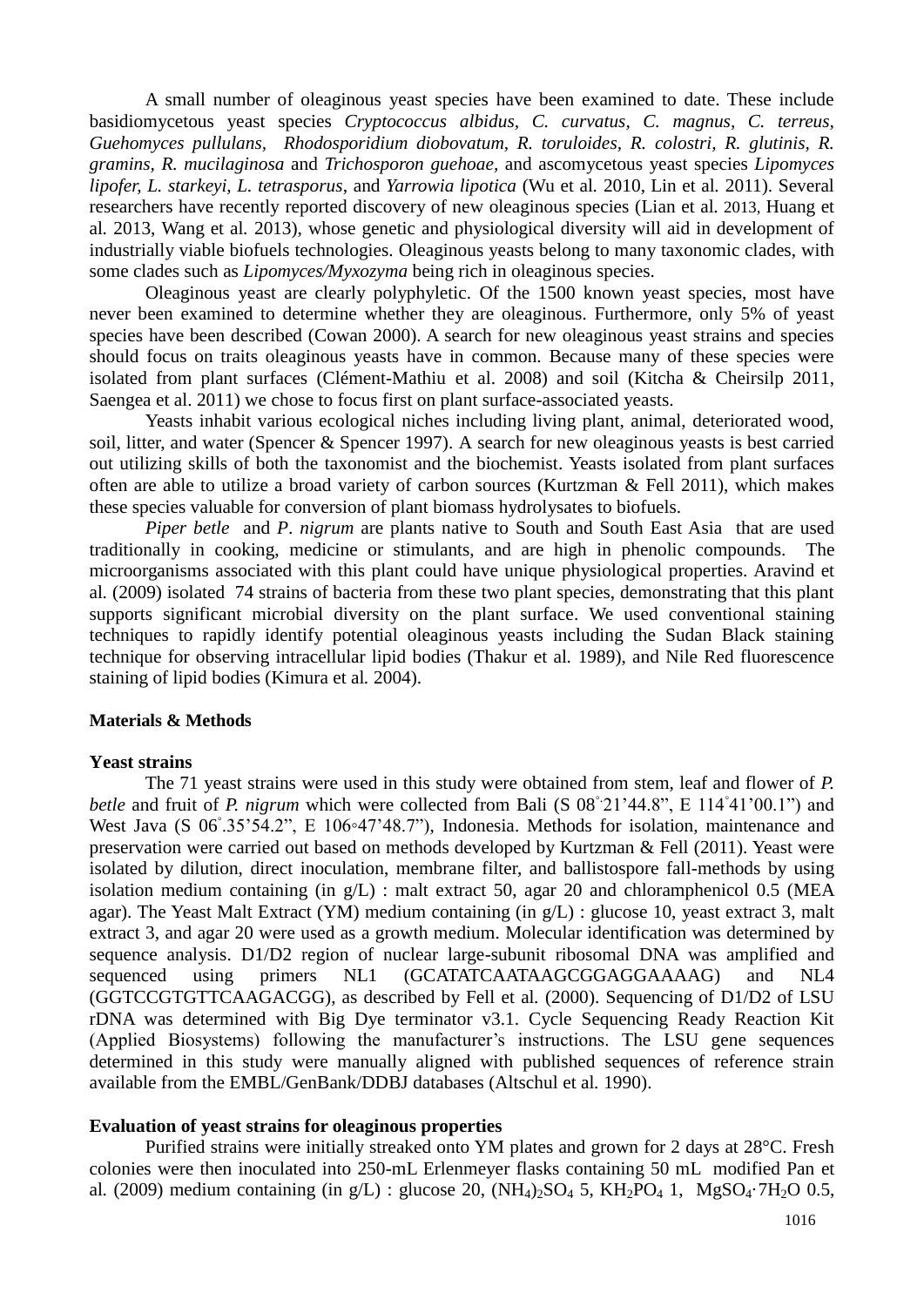A small number of oleaginous yeast species have been examined to date. These include basidiomycetous yeast species *Cryptococcus albidus*, *C. curvatus*, *C. magnus*, *C. terreus*, *Guehomyces pullulans*, *Rhodosporidium diobovatum*, *R. toruloides*, *R. colostri*, *R. glutinis*, *R. gramins*, *R. mucilaginosa* and *Trichosporon guehoae*, and ascomycetous yeast species *Lipomyces lipofer*, *L. starkeyi*, *L. tetrasporus*, and *Yarrowia lipotica* (Wu et al. 2010, Lin et al. 2011). Several researchers have recently reported discovery of new oleaginous species (Lian et al. 2013, Huang et al. 2013, Wang et al. 2013), whose genetic and physiological diversity will aid in development of industrially viable biofuels technologies. Oleaginous yeasts belong to many taxonomic clades, with some clades such as *Lipomyces/Myxozyma* being rich in oleaginous species.

Oleaginous yeast are clearly polyphyletic. Of the 1500 known yeast species, most have never been examined to determine whether they are oleaginous. Furthermore, only 5% of yeast species have been described (Cowan 2000). A search for new oleaginous yeast strains and species should focus on traits oleaginous yeasts have in common. Because many of these species were isolated from plant surfaces (Clément-Mathiu et al. 2008) and soil (Kitcha & Cheirsilp 2011, Saengea et al. 2011) we chose to focus first on plant surface-associated yeasts.

Yeasts inhabit various ecological niches including living plant, animal, deteriorated wood, soil, litter, and water (Spencer & Spencer 1997). A search for new oleaginous yeasts is best carried out utilizing skills of both the taxonomist and the biochemist. Yeasts isolated from plant surfaces often are able to utilize a broad variety of carbon sources (Kurtzman & Fell 2011), which makes these species valuable for conversion of plant biomass hydrolysates to biofuels.

*Piper betle* and *P. nigrum* are plants native to South and South East Asia that are used traditionally in cooking, medicine or stimulants, and are high in phenolic compounds. The microorganisms associated with this plant could have unique physiological properties. Aravind et al. (2009) isolated 74 strains of bacteria from these two plant species, demonstrating that this plant supports significant microbial diversity on the plant surface. We used conventional staining techniques to rapidly identify potential oleaginous yeasts including the Sudan Black staining technique for observing intracellular lipid bodies (Thakur et al. 1989), and Nile Red fluorescence staining of lipid bodies (Kimura et al. 2004).

**Materials & Methods**

**Yeast strains**

The 71 yeast strains were used in this study were obtained from stem, leaf and flower of *P. betle* and fruit of *P. nigrum* which were collected from Bali (S 08°21'44.8", E 114°41'00.1") and West Java (S 06°.35'54.2", E 106◦47'48.7"), Indonesia. Methods for isolation, maintenance and preservation were carried out based on methods developed by Kurtzman & Fell (2011). Yeast were isolated by dilution, direct inoculation, membrane filter, and ballistospore fall-methods by using isolation medium containing (in g/L) : malt extract 50, agar 20 and chloramphenicol 0.5 (MEA agar). The Yeast Malt Extract (YM) medium containing (in g/L) : glucose 10, yeast extract 3, malt extract 3, and agar 20 were used as a growth medium. Molecular identification was determined by sequence analysis. D1/D2 region of nuclear large-subunit ribosomal DNA was amplified and sequenced using primers NL1 (GCATATCAATAAGCGGAGGAAAAG) and NL4 (GGTCCGTGTTCAAGACGG), as described by Fell et al. (2000). Sequencing of D1/D2 of LSU rDNA was determined with Big Dye terminator v3.1. Cycle Sequencing Ready Reaction Kit (Applied Biosystems) following the manufacturer's instructions. The LSU gene sequences determined in this study were manually aligned with published sequences of reference strain available from the EMBL/GenBank/DDBJ databases (Altschul et al. 1990).

**Evaluation of yeast strains for oleaginous properties**

Purified strains were initially streaked onto YM plates and grown for 2 days at 28°C. Fresh colonies were then inoculated into 250-mL Erlenmeyer flasks containing 50 mL modified Pan et al. (2009) medium containing (in g/L) : glucose 20, $(NH_4)_2SO_4$ 5, $KH_2PO_4$ 1, $MgSO_4 \cdot 7H_2O$ 0.5,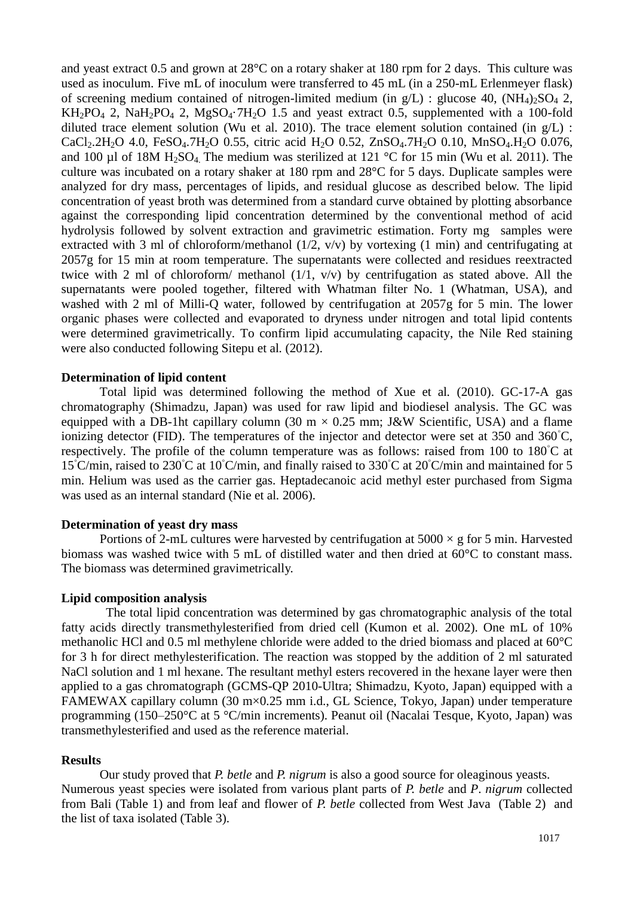and yeast extract 0.5 and grown at 28°C on a rotary shaker at 180 rpm for 2 days. This culture was used as inoculum. Five mL of inoculum were transferred to 45 mL (in a 250-mL Erlenmeyer flask) of screening medium contained of nitrogen-limited medium (in g/L) : glucose 40, $(NH_4)_2SO_4$ 2, $KH_2PO_4$ 2, $NaH_2PO_4$ 2, $MgSO_4{\cdot}7H_2O$ 1.5 and yeast extract 0.5, supplemented with a 100-fold diluted trace element solution (Wu et al. 2010). The trace element solution contained (in g/L) : $CaCl_2.2H_2O$ 4.0, $FeSO_4.7H_2O$ 0.55, citric acid $H_2O$ 0.52, $ZnSO_4.7H_2O$ 0.10, $MnSO_4.H_2O$ 0.076, and 100 µl of 18M $H_2SO_4$. The medium was sterilized at 121 °C for 15 min (Wu et al. 2011). The culture was incubated on a rotary shaker at 180 rpm and 28°C for 5 days. Duplicate samples were analyzed for dry mass, percentages of lipids, and residual glucose as described below. The lipid concentration of yeast broth was determined from a standard curve obtained by plotting absorbance against the corresponding lipid concentration determined by the conventional method of acid hydrolysis followed by solvent extraction and gravimetric estimation. Forty mg samples were extracted with 3 ml of chloroform/methanol (1/2, v/v) by vortexing (1 min) and centrifugating at 2057g for 15 min at room temperature. The supernatants were collected and residues reextracted twice with 2 ml of chloroform/ methanol (1/1, v/v) by centrifugation as stated above. All the supernatants were pooled together, filtered with Whatman filter No. 1 (Whatman, USA), and washed with 2 ml of Milli-Q water, followed by centrifugation at 2057g for 5 min. The lower organic phases were collected and evaporated to dryness under nitrogen and total lipid contents were determined gravimetrically. To confirm lipid accumulating capacity, the Nile Red staining were also conducted following Sitepu et al. (2012).

**Determination of lipid content**

Total lipid was determined following the method of Xue et al. (2010). GC-17-A gas chromatography (Shimadzu, Japan) was used for raw lipid and biodiesel analysis. The GC was equipped with a DB-1ht capillary column (30 m × 0.25 mm; J&W Scientific, USA) and a flame ionizing detector (FID). The temperatures of the injector and detector were set at 350 and 360°C, respectively. The profile of the column temperature was as follows: raised from 100 to 180°C at 15°C/min, raised to 230°C at 10°C/min, and finally raised to 330°C at 20°C/min and maintained for 5 min. Helium was used as the carrier gas. Heptadecanoic acid methyl ester purchased from Sigma was used as an internal standard (Nie et al. 2006).

**Determination of yeast dry mass**

Portions of 2-mL cultures were harvested by centrifugation at 5000 × g for 5 min. Harvested biomass was washed twice with 5 mL of distilled water and then dried at 60°C to constant mass. The biomass was determined gravimetrically.

**Lipid composition analysis**

The total lipid concentration was determined by gas chromatographic analysis of the total fatty acids directly transmethylesterified from dried cell (Kumon et al. 2002). One mL of 10% methanolic HCl and 0.5 ml methylene chloride were added to the dried biomass and placed at 60°C for 3 h for direct methylesterification. The reaction was stopped by the addition of 2 ml saturated NaCl solution and 1 ml hexane. The resultant methyl esters recovered in the hexane layer were then applied to a gas chromatograph (GCMS-QP 2010-Ultra; Shimadzu, Kyoto, Japan) equipped with a FAMEWAX capillary column (30 m×0.25 mm i.d., GL Science, Tokyo, Japan) under temperature programming (150–250°C at 5 °C/min increments). Peanut oil (Nacalai Tesque, Kyoto, Japan) was transmethylesterified and used as the reference material.

**Results**

Our study proved that *P. betle* and *P. nigrum* is also a good source for oleaginous yeasts. Numerous yeast species were isolated from various plant parts of *P. betle* and *P. nigrum* collected from Bali (Table 1) and from leaf and flower of *P. betle* collected from West Java (Table 2) and the list of taxa isolated (Table 3).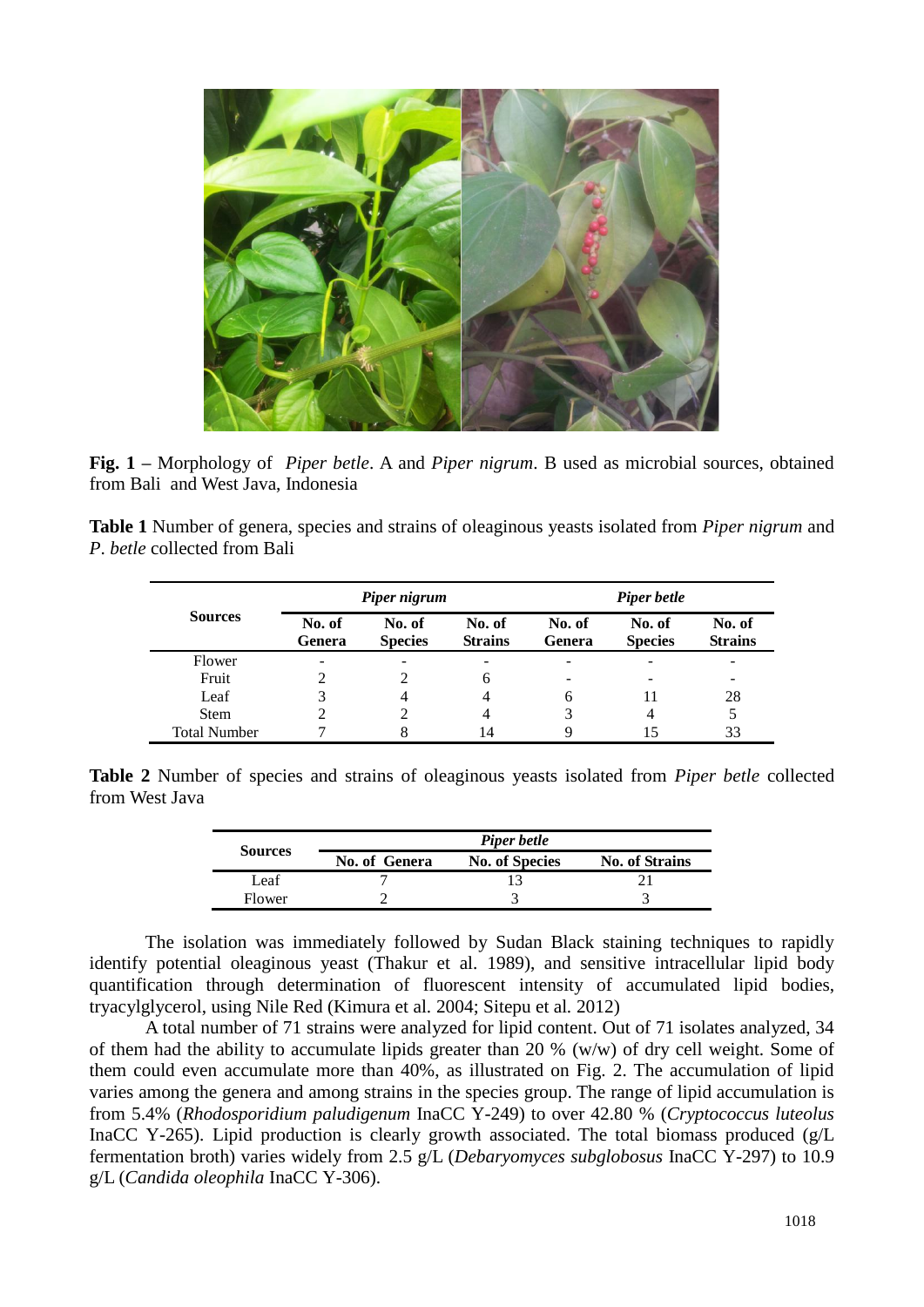**Fig. 1 –** Morphology of *Piper betle*. A and *Piper nigrum*. B used as microbial sources, obtained from Bali and West Java, Indonesia

**Table 1** Number of genera, species and strains of oleaginous yeasts isolated from *Piper nigrum* and *P. betle* collected from Bali

| Sources | *Piper nigrum* | | | *Piper betle* | | |
|---|---|---|---|---|---|---|
| | No. of Genera | No. of Species | No. of Strains | No. of Genera | No. of Species | No. of Strains |
| Flower | - | - | - | - | - | - |
| Fruit | 2 | 2 | 6 | - | - | - |
| Leaf | 3 | 4 | 4 | 6 | 11 | 28 |
| Stem | 2 | 2 | 4 | 3 | 4 | 5 |
| Total Number | 7 | 8 | 14 | 9 | 15 | 33 |

**Table 2** Number of species and strains of oleaginous yeasts isolated from *Piper betle* collected from West Java

| Sources | *Piper betle* | | |
|---|---|---|---|
| | No. of Genera | No. of Species | No. of Strains |
| Leaf | 7 | 13 | 21 |
| Flower | 2 | 3 | 3 |

The isolation was immediately followed by Sudan Black staining techniques to rapidly identify potential oleaginous yeast (Thakur et al. 1989), and sensitive intracellular lipid body quantification through determination of fluorescent intensity of accumulated lipid bodies, tryacylglycerol, using Nile Red (Kimura et al. 2004; Sitepu et al. 2012)

A total number of 71 strains were analyzed for lipid content. Out of 71 isolates analyzed, 34 of them had the ability to accumulate lipids greater than 20 % (w/w) of dry cell weight. Some of them could even accumulate more than 40%, as illustrated on Fig. 2. The accumulation of lipid varies among the genera and among strains in the species group. The range of lipid accumulation is from 5.4% (*Rhodosporidium paludigenum* InaCC Y-249) to over 42.80 % (*Cryptococcus luteolus* InaCC Y-265). Lipid production is clearly growth associated. The total biomass produced (g/L fermentation broth) varies widely from 2.5 g/L (*Debaryomyces subglobosus* InaCC Y-297) to 10.9 g/L (*Candida oleophila* InaCC Y-306).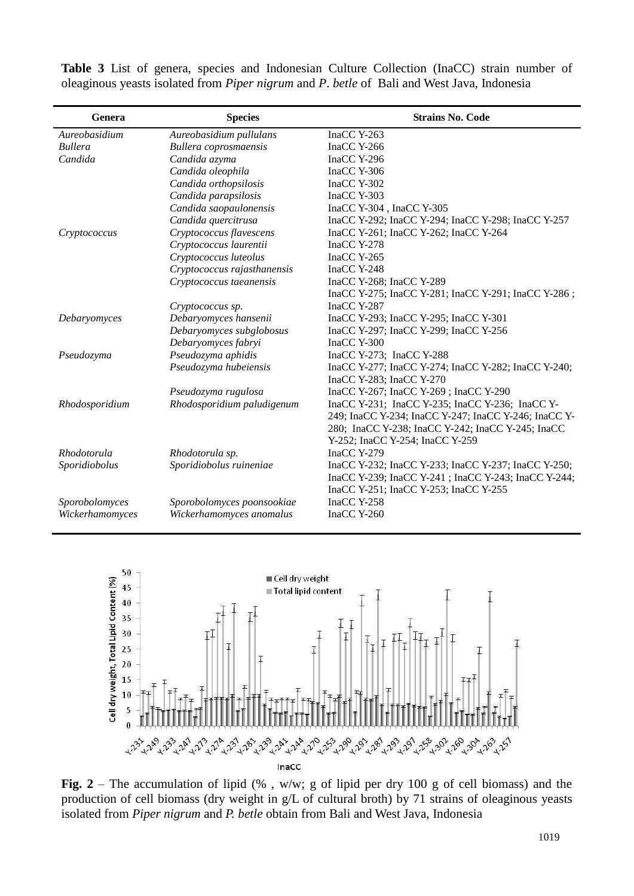**Table 3** List of genera, species and Indonesian Culture Collection (InaCC) strain number of oleaginous yeasts isolated from *Piper nigrum* and *P. betle* of Bali and West Java, Indonesia

| Genera | Species | Strains No. Code |
|---|---|---|
| *Aureobasidium* | *Aureobasidium pullulans* | InaCC Y-263 |
| *Bullera* | *Bullera coprosmaensis* | InaCC Y-266 |
| *Candida* | *Candida azyma* | InaCC Y-296 |
| | *Candida oleophila* | InaCC Y-306 |
| | *Candida orthopsilosis* | InaCC Y-302 |
| | *Candida parapsilosis* | InaCC Y-303 |
| | *Candida saopaulonensis* | InaCC Y-304 , InaCC Y-305 |
| | *Candida quercitrusa* | InaCC Y-292; InaCC Y-294; InaCC Y-298; InaCC Y-257 |
| *Cryptococcus* | *Cryptococcus flavescens* | InaCC Y-261; InaCC Y-262; InaCC Y-264 |
| | *Cryptococcus laurentii* | InaCC Y-278 |
| | *Cryptococcus luteolus* | InaCC Y-265 |
| | *Cryptococcus rajasthanensis* | InaCC Y-248 |
| | *Cryptococcus taeanensis* | InaCC Y-268; InaCC Y-289 |
| | *Cryptococcus sp.* | InaCC Y-275; InaCC Y-281; InaCC Y-291; InaCC Y-286 ; InaCC Y-287 |
| *Debaryomyces* | *Debaryomyces hansenii* | InaCC Y-293; InaCC Y-295; InaCC Y-301 |
| | *Debaryomyces subglobosus* | InaCC Y-297; InaCC Y-299; InaCC Y-256 |
| | *Debaryomyces fabryi* | InaCC Y-300 |
| *Pseudozyma* | *Pseudozyma aphidis* | InaCC Y-273; InaCC Y-288 |
| | *Pseudozyma hubeiensis* | InaCC Y-277; InaCC Y-274; InaCC Y-282; InaCC Y-240; InaCC Y-283; InaCC Y-270 |
| | *Pseudozyma rugulosa* | InaCC Y-267; InaCC Y-269 ; InaCC Y-290 |
| *Rhodosporidium* | *Rhodosporidium paludigenum* | InaCC Y-231; InaCC Y-235; InaCC Y-236; InaCC Y-249; InaCC Y-234; InaCC Y-247; InaCC Y-246; InaCC Y-280; InaCC Y-238; InaCC Y-242; InaCC Y-245; InaCC Y-252; InaCC Y-254; InaCC Y-259 |
| *Rhodotorula* | *Rhodotorula sp.* | InaCC Y-279 |
| *Sporidiobolus* | *Sporidiobolus ruineniae* | InaCC Y-232; InaCC Y-233; InaCC Y-237; InaCC Y-250; InaCC Y-239; InaCC Y-241 ; InaCC Y-243; InaCC Y-244; InaCC Y-251; InaCC Y-253; InaCC Y-255 |
| *Sporobolomyces* | *Sporobolomyces poonsookiae* | InaCC Y-258 |
| *Wickerhamomyces* | *Wickerhamomyces anomalus* | InaCC Y-260 |

**Fig. 2** – The accumulation of lipid (% , w/w; g of lipid per dry 100 g of cell biomass) and the production of cell biomass (dry weight in g/L of cultural broth) by 71 strains of oleaginous yeasts isolated from *Piper nigrum* and *P. betle* obtain from Bali and West Java, Indonesia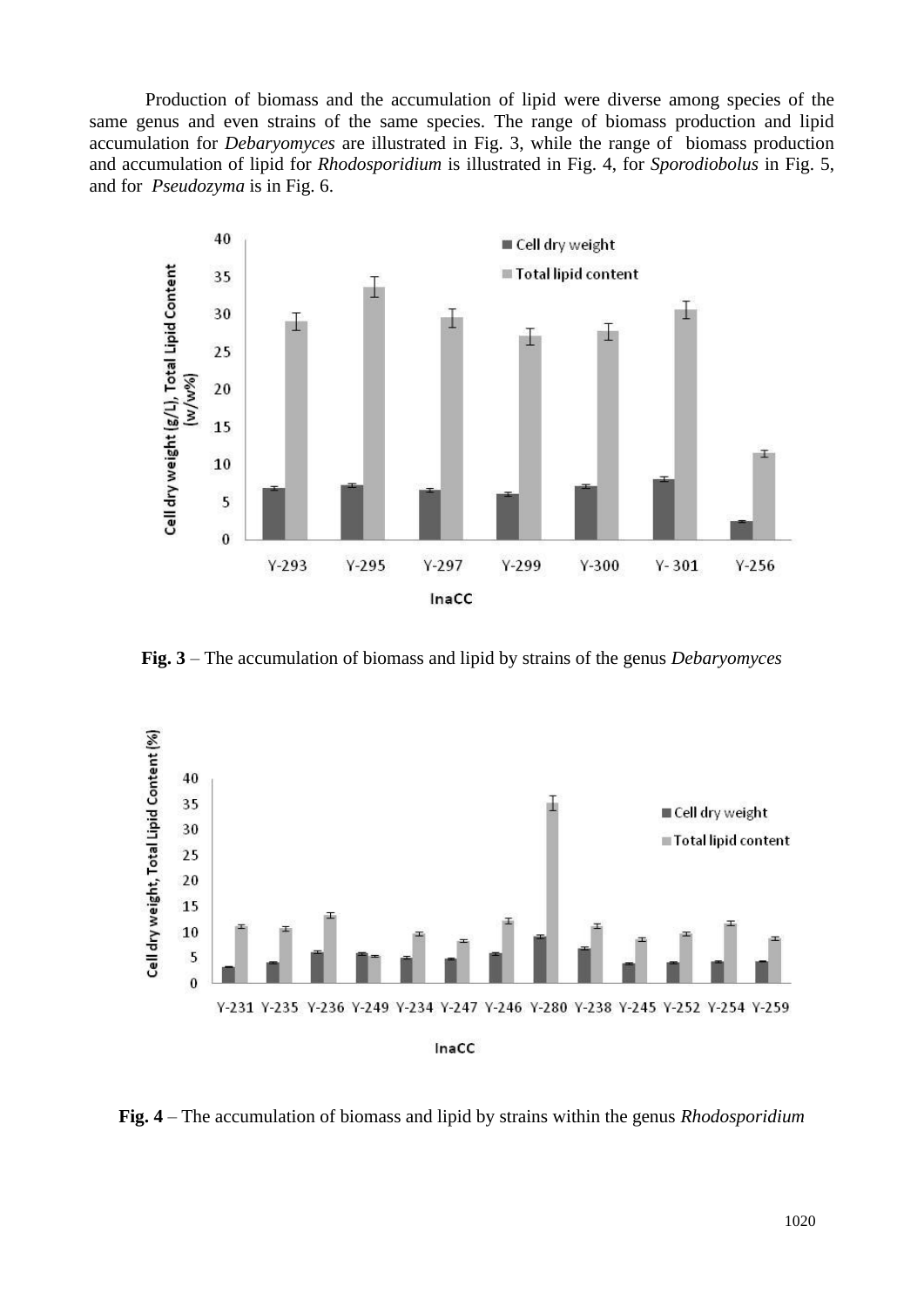Production of biomass and the accumulation of lipid were diverse among species of the same genus and even strains of the same species. The range of biomass production and lipid accumulation for *Debaryomyces* are illustrated in Fig. 3, while the range of biomass production and accumulation of lipid for *Rhodosporidium* is illustrated in Fig. 4, for *Sporodiobolus* in Fig. 5, and for *Pseudozyma* is in Fig. 6.

**Fig. 3** – The accumulation of biomass and lipid by strains of the genus *Debaryomyces*

**Fig. 4** – The accumulation of biomass and lipid by strains within the genus *Rhodosporidium*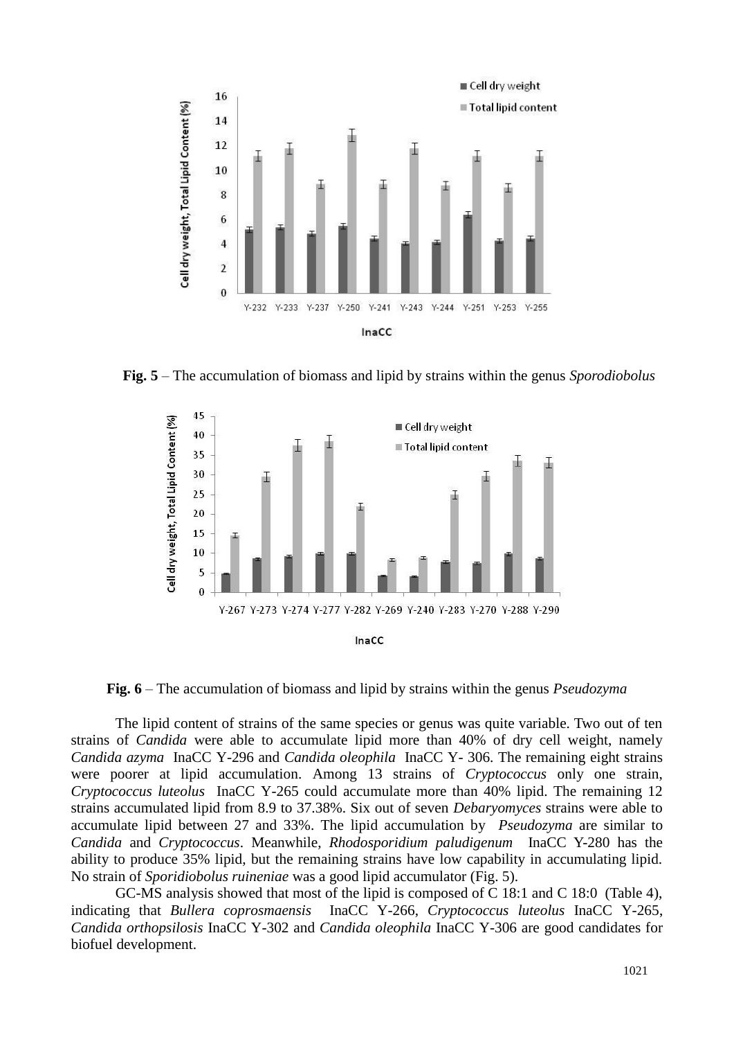**Fig. 5** – The accumulation of biomass and lipid by strains within the genus *Sporodiobolus*

**Fig. 6** – The accumulation of biomass and lipid by strains within the genus *Pseudozyma*

The lipid content of strains of the same species or genus was quite variable. Two out of ten strains of *Candida* were able to accumulate lipid more than 40% of dry cell weight, namely *Candida azyma* InaCC Y-296 and *Candida oleophila* InaCC Y- 306. The remaining eight strains were poorer at lipid accumulation. Among 13 strains of *Cryptococcus* only one strain, *Cryptococcus luteolus* InaCC Y-265 could accumulate more than 40% lipid. The remaining 12 strains accumulated lipid from 8.9 to 37.38%. Six out of seven *Debaryomyces* strains were able to accumulate lipid between 27 and 33%. The lipid accumulation by *Pseudozyma* are similar to *Candida* and *Cryptococcus*. Meanwhile, *Rhodosporidium paludigenum* InaCC Y-280 has the ability to produce 35% lipid, but the remaining strains have low capability in accumulating lipid. No strain of *Sporidiobolus ruineniae* was a good lipid accumulator (Fig. 5).

GC-MS analysis showed that most of the lipid is composed of C 18:1 and C 18:0 (Table 4), indicating that *Bullera coprosmaensis* InaCC Y-266, *Cryptococcus luteolus* InaCC Y-265, *Candida orthopsilosis* InaCC Y-302 and *Candida oleophila* InaCC Y-306 are good candidates for biofuel development.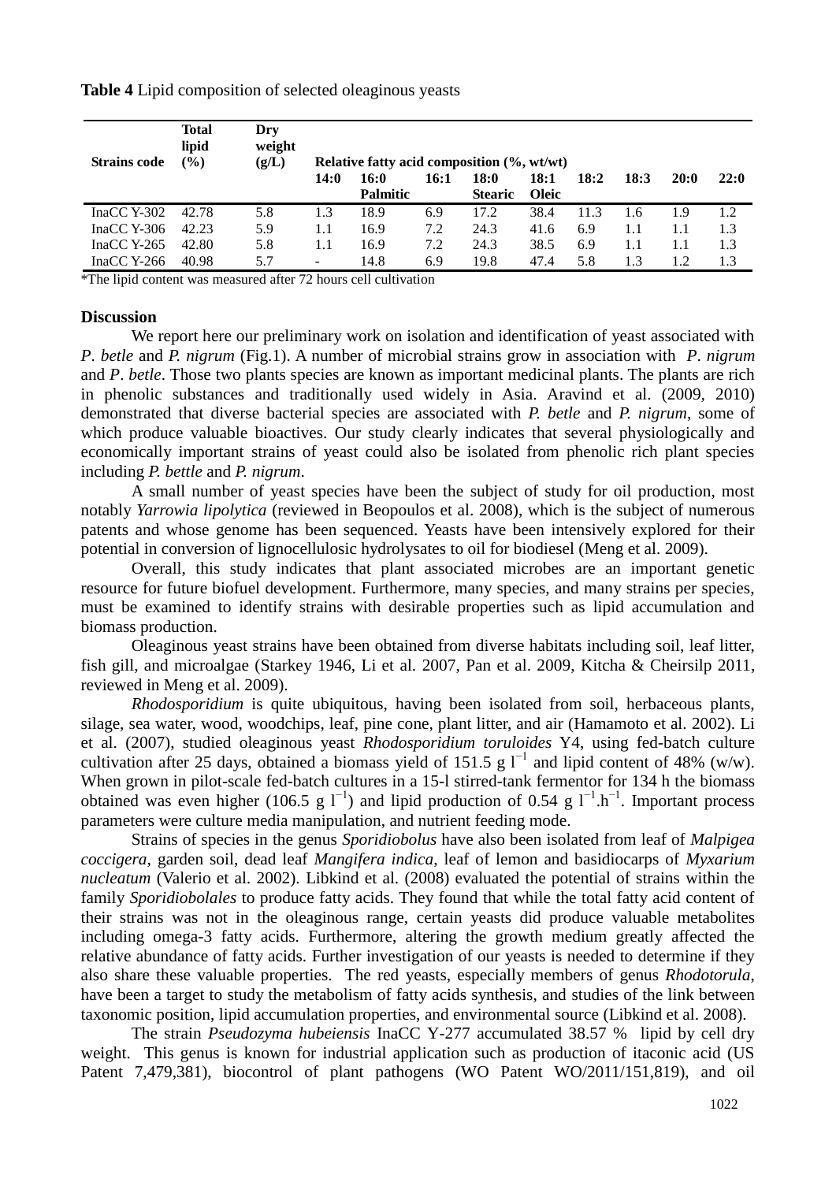**Table 4** Lipid composition of selected oleaginous yeasts

| Strains code | Total lipid (%) | Dry weight (g/L) | Relative fatty acid composition (%, wt/wt) | | | | | | | | |
|---|---|---|---|---|---|---|---|---|---|---|---|
| | | | 14:0 | 16:0 Palmitic | 16:1 | 18:0 Stearic | 18:1 Oleic | 18:2 | 18:3 | 20:0 | 22:0 |
| InaCC Y-302 | 42.78 | 5.8 | 1.3 | 18.9 | 6.9 | 17.2 | 38.4 | 11.3 | 1.6 | 1.9 | 1.2 |
| InaCC Y-306 | 42.23 | 5.9 | 1.1 | 16.9 | 7.2 | 24.3 | 41.6 | 6.9 | 1.1 | 1.1 | 1.3 |
| InaCC Y-265 | 42.80 | 5.8 | 1.1 | 16.9 | 7.2 | 24.3 | 38.5 | 6.9 | 1.1 | 1.1 | 1.3 |
| InaCC Y-266 | 40.98 | 5.7 | - | 14.8 | 6.9 | 19.8 | 47.4 | 5.8 | 1.3 | 1.2 | 1.3 |

*The lipid content was measured after 72 hours cell cultivation

## Discussion

We report here our preliminary work on isolation and identification of yeast associated with *P*. *betle* and *P. nigrum* (Fig.1). A number of microbial strains grow in association with *P*. *nigrum* and *P*. *betle*. Those two plants species are known as important medicinal plants. The plants are rich in phenolic substances and traditionally used widely in Asia. Aravind et al. (2009, 2010) demonstrated that diverse bacterial species are associated with *P. betle* and *P. nigrum*, some of which produce valuable bioactives. Our study clearly indicates that several physiologically and economically important strains of yeast could also be isolated from phenolic rich plant species including *P. bettle* and *P. nigrum*.

A small number of yeast species have been the subject of study for oil production, most notably *Yarrowia lipolytica* (reviewed in Beopoulos et al. 2008), which is the subject of numerous patents and whose genome has been sequenced. Yeasts have been intensively explored for their potential in conversion of lignocellulosic hydrolysates to oil for biodiesel (Meng et al. 2009).

Overall, this study indicates that plant associated microbes are an important genetic resource for future biofuel development. Furthermore, many species, and many strains per species, must be examined to identify strains with desirable properties such as lipid accumulation and biomass production.

Oleaginous yeast strains have been obtained from diverse habitats including soil, leaf litter, fish gill, and microalgae (Starkey 1946, Li et al. 2007, Pan et al. 2009, Kitcha & Cheirsilp 2011, reviewed in Meng et al. 2009).

*Rhodosporidium* is quite ubiquitous, having been isolated from soil, herbaceous plants, silage, sea water, wood, woodchips, leaf, pine cone, plant litter, and air (Hamamoto et al. 2002). Li et al. (2007), studied oleaginous yeast *Rhodosporidium toruloides* Y4, using fed-batch culture cultivation after 25 days, obtained a biomass yield of 151.5 g $l^{-1}$ and lipid content of 48% (w/w). When grown in pilot-scale fed-batch cultures in a 15-l stirred-tank fermentor for 134 h the biomass obtained was even higher (106.5 g $l^{-1}$) and lipid production of 0.54 g $l^{-1}.h^{-1}$. Important process parameters were culture media manipulation, and nutrient feeding mode.

Strains of species in the genus *Sporidiobolus* have also been isolated from leaf of *Malpigea coccigera*, garden soil, dead leaf *Mangifera indica*, leaf of lemon and basidiocarps of *Myxarium nucleatum* (Valerio et al. 2002). Libkind et al. (2008) evaluated the potential of strains within the family *Sporidiobolales* to produce fatty acids. They found that while the total fatty acid content of their strains was not in the oleaginous range, certain yeasts did produce valuable metabolites including omega-3 fatty acids. Furthermore, altering the growth medium greatly affected the relative abundance of fatty acids. Further investigation of our yeasts is needed to determine if they also share these valuable properties. The red yeasts, especially members of genus *Rhodotorula*, have been a target to study the metabolism of fatty acids synthesis, and studies of the link between taxonomic position, lipid accumulation properties, and environmental source (Libkind et al. 2008).

The strain *Pseudozyma hubeiensis* InaCC Y-277 accumulated 38.57 % lipid by cell dry weight. This genus is known for industrial application such as production of itaconic acid (US Patent 7,479,381), biocontrol of plant pathogens (WO Patent WO/2011/151,819), and oil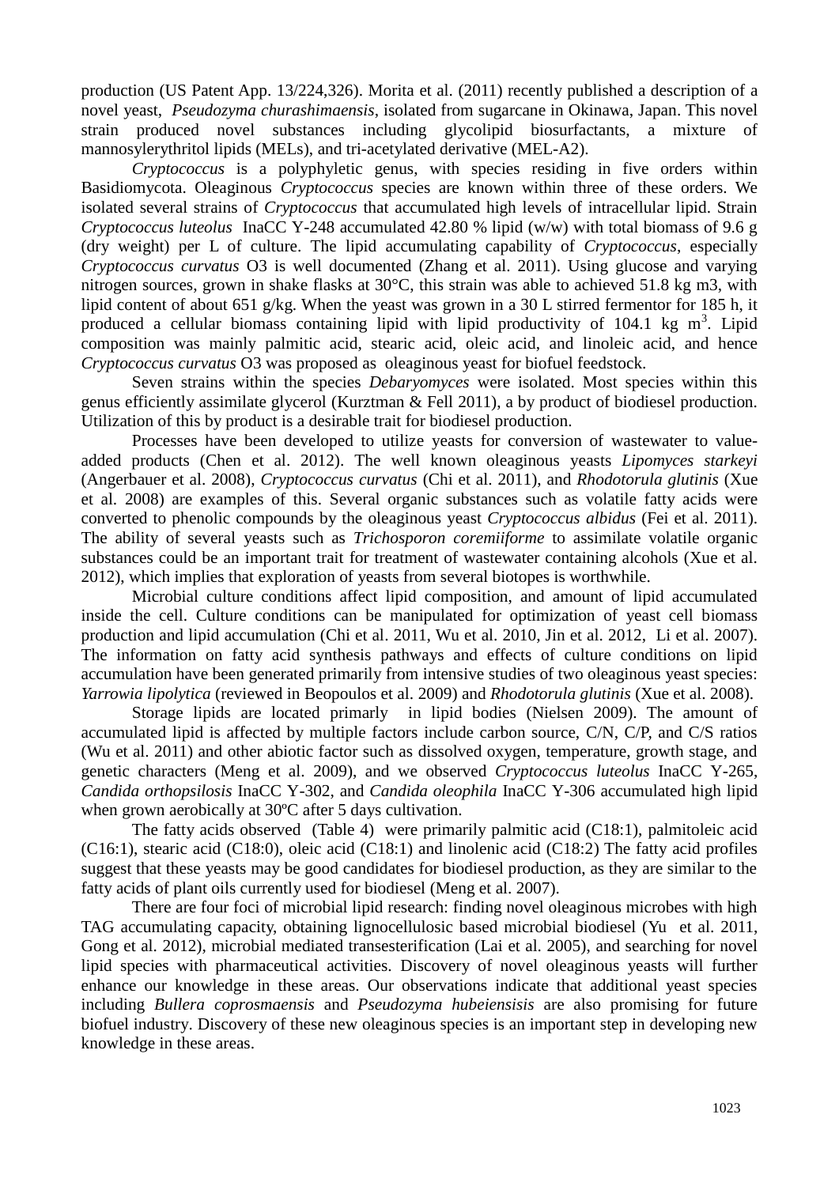production (US Patent App. 13/224,326). Morita et al. (2011) recently published a description of a novel yeast, *Pseudozyma churashimaensis*, isolated from sugarcane in Okinawa, Japan. This novel strain produced novel substances including glycolipid biosurfactants, a mixture of mannosylerythritol lipids (MELs), and tri-acetylated derivative (MEL-A2).

*Cryptococcus* is a polyphyletic genus, with species residing in five orders within Basidiomycota. Oleaginous *Cryptococcus* species are known within three of these orders. We isolated several strains of *Cryptococcus* that accumulated high levels of intracellular lipid. Strain *Cryptococcus luteolus* InaCC Y-248 accumulated 42.80 % lipid (w/w) with total biomass of 9.6 g (dry weight) per L of culture. The lipid accumulating capability of *Cryptococcus*, especially *Cryptococcus curvatus* O3 is well documented (Zhang et al. 2011). Using glucose and varying nitrogen sources, grown in shake flasks at 30°C, this strain was able to achieved 51.8 kg m3, with lipid content of about 651 g/kg. When the yeast was grown in a 30 L stirred fermentor for 185 h, it produced a cellular biomass containing lipid with lipid productivity of 104.1 kg $m^3$. Lipid composition was mainly palmitic acid, stearic acid, oleic acid, and linoleic acid, and hence *Cryptococcus curvatus* O3 was proposed as oleaginous yeast for biofuel feedstock.

Seven strains within the species *Debaryomyces* were isolated. Most species within this genus efficiently assimilate glycerol (Kurztman & Fell 2011), a by product of biodiesel production. Utilization of this by product is a desirable trait for biodiesel production.

Processes have been developed to utilize yeasts for conversion of wastewater to value-added products (Chen et al. 2012). The well known oleaginous yeasts *Lipomyces starkeyi* (Angerbauer et al. 2008), *Cryptococcus curvatus* (Chi et al. 2011), and *Rhodotorula glutinis* (Xue et al. 2008) are examples of this. Several organic substances such as volatile fatty acids were converted to phenolic compounds by the oleaginous yeast *Cryptococcus albidus* (Fei et al. 2011). The ability of several yeasts such as *Trichosporon coremiiforme* to assimilate volatile organic substances could be an important trait for treatment of wastewater containing alcohols (Xue et al. 2012), which implies that exploration of yeasts from several biotopes is worthwhile.

Microbial culture conditions affect lipid composition, and amount of lipid accumulated inside the cell. Culture conditions can be manipulated for optimization of yeast cell biomass production and lipid accumulation (Chi et al. 2011, Wu et al. 2010, Jin et al. 2012, Li et al. 2007). The information on fatty acid synthesis pathways and effects of culture conditions on lipid accumulation have been generated primarily from intensive studies of two oleaginous yeast species: *Yarrowia lipolytica* (reviewed in Beopoulos et al. 2009) and *Rhodotorula glutinis* (Xue et al. 2008).

Storage lipids are located primarly in lipid bodies (Nielsen 2009). The amount of accumulated lipid is affected by multiple factors include carbon source, C/N, C/P, and C/S ratios (Wu et al. 2011) and other abiotic factor such as dissolved oxygen, temperature, growth stage, and genetic characters (Meng et al. 2009), and we observed *Cryptococcus luteolus* InaCC Y-265, *Candida orthopsilosis* InaCC Y-302, and *Candida oleophila* InaCC Y-306 accumulated high lipid when grown aerobically at 30ºC after 5 days cultivation.

The fatty acids observed (Table 4) were primarily palmitic acid (C18:1), palmitoleic acid (C16:1), stearic acid (C18:0), oleic acid (C18:1) and linolenic acid (C18:2) The fatty acid profiles suggest that these yeasts may be good candidates for biodiesel production, as they are similar to the fatty acids of plant oils currently used for biodiesel (Meng et al. 2007).

There are four foci of microbial lipid research: finding novel oleaginous microbes with high TAG accumulating capacity, obtaining lignocellulosic based microbial biodiesel (Yu et al. 2011, Gong et al. 2012), microbial mediated transesterification (Lai et al. 2005), and searching for novel lipid species with pharmaceutical activities. Discovery of novel oleaginous yeasts will further enhance our knowledge in these areas. Our observations indicate that additional yeast species including *Bullera coprosmaensis* and *Pseudozyma hubeiensisis* are also promising for future biofuel industry. Discovery of these new oleaginous species is an important step in developing new knowledge in these areas.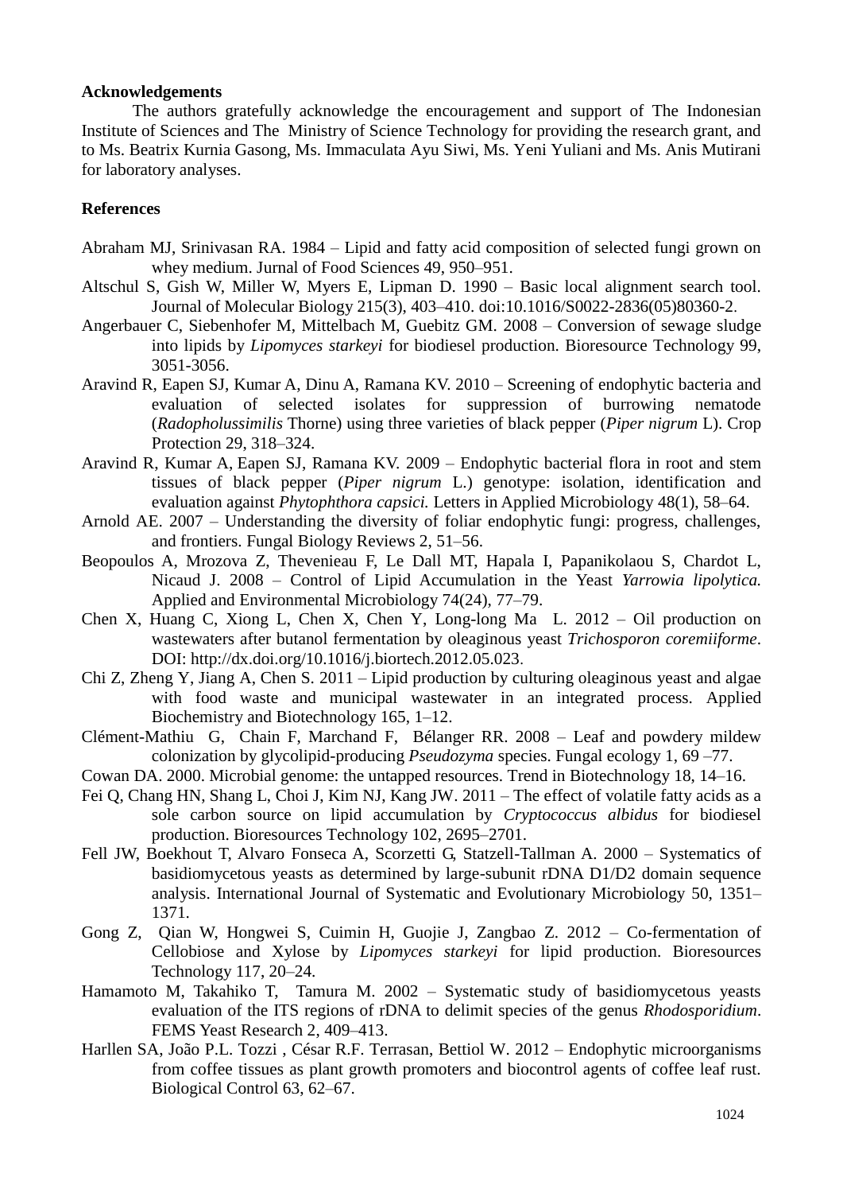**Acknowledgements**

The authors gratefully acknowledge the encouragement and support of The Indonesian Institute of Sciences and The Ministry of Science Technology for providing the research grant, and to Ms. Beatrix Kurnia Gasong, Ms. Immaculata Ayu Siwi, Ms. Yeni Yuliani and Ms. Anis Mutirani for laboratory analyses.

**References**

Abraham MJ, Srinivasan RA. 1984 – Lipid and fatty acid composition of selected fungi grown on whey medium. Jurnal of Food Sciences 49, 950–951.

Altschul S, Gish W, Miller W, Myers E, Lipman D. 1990 – Basic local alignment search tool. Journal of Molecular Biology 215(3), 403–410. doi:10.1016/S0022-2836(05)80360-2.

Angerbauer C, Siebenhofer M, Mittelbach M, Guebitz GM. 2008 – Conversion of sewage sludge into lipids by *Lipomyces starkeyi* for biodiesel production. Bioresource Technology 99, 3051-3056.

Aravind R, Eapen SJ, Kumar A, Dinu A, Ramana KV. 2010 – Screening of endophytic bacteria and evaluation of selected isolates for suppression of burrowing nematode (*Radopholussimilis* Thorne) using three varieties of black pepper (*Piper nigrum* L). Crop Protection 29, 318–324.

Aravind R, Kumar A, Eapen SJ, Ramana KV. 2009 – Endophytic bacterial flora in root and stem tissues of black pepper (*Piper nigrum* L.) genotype: isolation, identification and evaluation against *Phytophthora capsici.* Letters in Applied Microbiology 48(1), 58–64.

Arnold AE. 2007 – Understanding the diversity of foliar endophytic fungi: progress, challenges, and frontiers. Fungal Biology Reviews 2, 51–56.

Beopoulos A, Mrozova Z, Thevenieau F, Le Dall MT, Hapala I, Papanikolaou S, Chardot L, Nicaud J. 2008 – Control of Lipid Accumulation in the Yeast *Yarrowia lipolytica.* Applied and Environmental Microbiology 74(24), 77–79.

Chen X, Huang C, Xiong L, Chen X, Chen Y, Long-long Ma L. 2012 – Oil production on wastewaters after butanol fermentation by oleaginous yeast *Trichosporon coremiiforme*. DOI: http://dx.doi.org/10.1016/j.biortech.2012.05.023.

Chi Z, Zheng Y, Jiang A, Chen S. 2011 – Lipid production by culturing oleaginous yeast and algae with food waste and municipal wastewater in an integrated process. Applied Biochemistry and Biotechnology 165, 1–12.

Clément-Mathiu G, Chain F, Marchand F, Bélanger RR. 2008 – Leaf and powdery mildew colonization by glycolipid-producing *Pseudozyma* species. Fungal ecology 1, 69 –77.

Cowan DA. 2000. Microbial genome: the untapped resources. Trend in Biotechnology 18, 14–16.

Fei Q, Chang HN, Shang L, Choi J, Kim NJ, Kang JW. 2011 – The effect of volatile fatty acids as a sole carbon source on lipid accumulation by *Cryptococcus albidus* for biodiesel production. Bioresources Technology 102, 2695–2701.

Fell JW, Boekhout T, Alvaro Fonseca A, Scorzetti G, Statzell-Tallman A. 2000 – Systematics of basidiomycetous yeasts as determined by large-subunit rDNA D1/D2 domain sequence analysis. International Journal of Systematic and Evolutionary Microbiology 50, 1351–1371.

Gong Z, Qian W, Hongwei S, Cuimin H, Guojie J, Zangbao Z. 2012 – Co-fermentation of Cellobiose and Xylose by *Lipomyces starkeyi* for lipid production. Bioresources Technology 117, 20–24.

Hamamoto M, Takahiko T, Tamura M. 2002 – Systematic study of basidiomycetous yeasts evaluation of the ITS regions of rDNA to delimit species of the genus *Rhodosporidium*. FEMS Yeast Research 2, 409–413.

Harllen SA, João P.L. Tozzi , César R.F. Terrasan, Bettiol W. 2012 – Endophytic microorganisms from coffee tissues as plant growth promoters and biocontrol agents of coffee leaf rust. Biological Control 63, 62–67.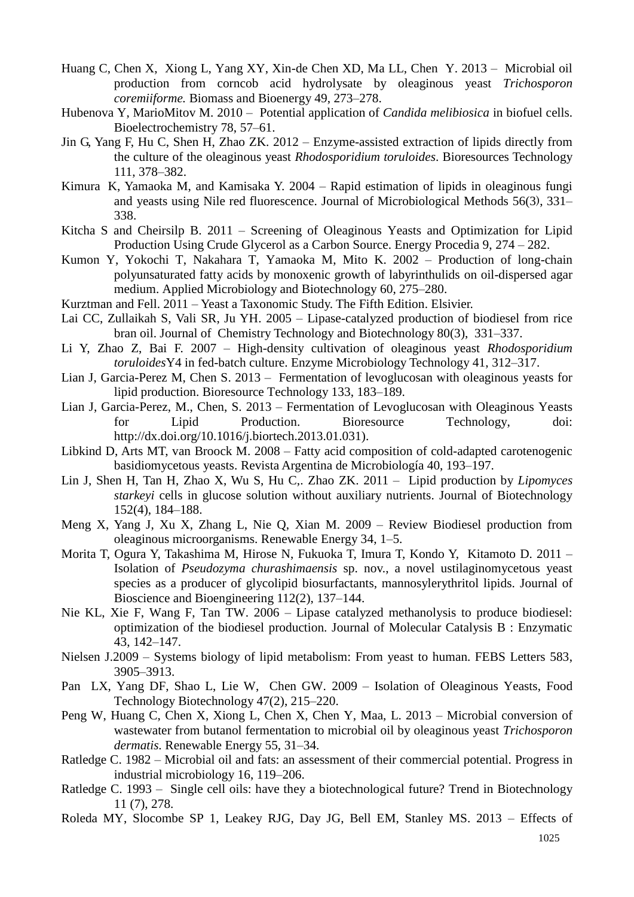Huang C, Chen X, Xiong L, Yang XY, Xin-de Chen XD, Ma LL, Chen Y. 2013 – Microbial oil production from corncob acid hydrolysate by oleaginous yeast *Trichosporon coremiiforme.* Biomass and Bioenergy 49, 273–278.

Hubenova Y, MarioMitov M. 2010 – Potential application of *Candida melibiosica* in biofuel cells. Bioelectrochemistry 78, 57–61.

Jin G, Yang F, Hu C, Shen H, Zhao ZK. 2012 – Enzyme-assisted extraction of lipids directly from the culture of the oleaginous yeast *Rhodosporidium toruloides*. Bioresources Technology 111, 378–382.

Kimura K, Yamaoka M, and Kamisaka Y. 2004 – Rapid estimation of lipids in oleaginous fungi and yeasts using Nile red fluorescence. Journal of Microbiological Methods 56(3), 331–338.

Kitcha S and Cheirsilp B. 2011 – Screening of Oleaginous Yeasts and Optimization for Lipid Production Using Crude Glycerol as a Carbon Source. Energy Procedia 9, 274 – 282.

Kumon Y, Yokochi T, Nakahara T, Yamaoka M, Mito K. 2002 – Production of long-chain polyunsaturated fatty acids by monoxenic growth of labyrinthulids on oil-dispersed agar medium. Applied Microbiology and Biotechnology 60, 275–280.

Kurztman and Fell. 2011 – Yeast a Taxonomic Study. The Fifth Edition. Elsivier.

Lai CC, Zullaikah S, Vali SR, Ju YH. 2005 – Lipase-catalyzed production of biodiesel from rice bran oil. Journal of Chemistry Technology and Biotechnology 80(3), 331–337.

Li Y, Zhao Z, Bai F. 2007 – High-density cultivation of oleaginous yeast *Rhodosporidium toruloides*Y4 in fed-batch culture. Enzyme Microbiology Technology 41, 312–317.

Lian J, Garcia-Perez M, Chen S. 2013 – Fermentation of levoglucosan with oleaginous yeasts for lipid production. Bioresource Technology 133, 183–189.

Lian J, Garcia-Perez, M., Chen, S. 2013 – Fermentation of Levoglucosan with Oleaginous Yeasts for Lipid Production. Bioresource Technology, doi: http://dx.doi.org/10.1016/j.biortech.2013.01.031).

Libkind D, Arts MT, van Broock M. 2008 – Fatty acid composition of cold-adapted carotenogenic basidiomycetous yeasts. Revista Argentina de Microbiología 40, 193–197.

Lin J, Shen H, Tan H, Zhao X, Wu S, Hu C,. Zhao ZK. 2011 – Lipid production by *Lipomyces starkeyi* cells in glucose solution without auxiliary nutrients. Journal of Biotechnology 152(4), 184–188.

Meng X, Yang J, Xu X, Zhang L, Nie Q, Xian M. 2009 – Review Biodiesel production from oleaginous microorganisms. Renewable Energy 34, 1–5.

Morita T, Ogura Y, Takashima M, Hirose N, Fukuoka T, Imura T, Kondo Y, Kitamoto D. 2011 – Isolation of *Pseudozyma churashimaensis* sp. nov., a novel ustilaginomycetous yeast species as a producer of glycolipid biosurfactants, mannosylerythritol lipids. Journal of Bioscience and Bioengineering 112(2), 137–144.

Nie KL, Xie F, Wang F, Tan TW. 2006 – Lipase catalyzed methanolysis to produce biodiesel: optimization of the biodiesel production. Journal of Molecular Catalysis B : Enzymatic 43, 142–147.

Nielsen J.2009 – Systems biology of lipid metabolism: From yeast to human. FEBS Letters 583, 3905–3913.

Pan LX, Yang DF, Shao L, Lie W, Chen GW. 2009 – Isolation of Oleaginous Yeasts, Food Technology Biotechnology 47(2), 215–220.

Peng W, Huang C, Chen X, Xiong L, Chen X, Chen Y, Maa, L. 2013 – Microbial conversion of wastewater from butanol fermentation to microbial oil by oleaginous yeast *Trichosporon dermatis*. Renewable Energy 55, 31–34.

Ratledge C. 1982 – Microbial oil and fats: an assessment of their commercial potential. Progress in industrial microbiology 16, 119–206.

Ratledge C. 1993 – Single cell oils: have they a biotechnological future? Trend in Biotechnology 11 (7), 278.

Roleda MY, Slocombe SP 1, Leakey RJG, Day JG, Bell EM, Stanley MS. 2013 – Effects of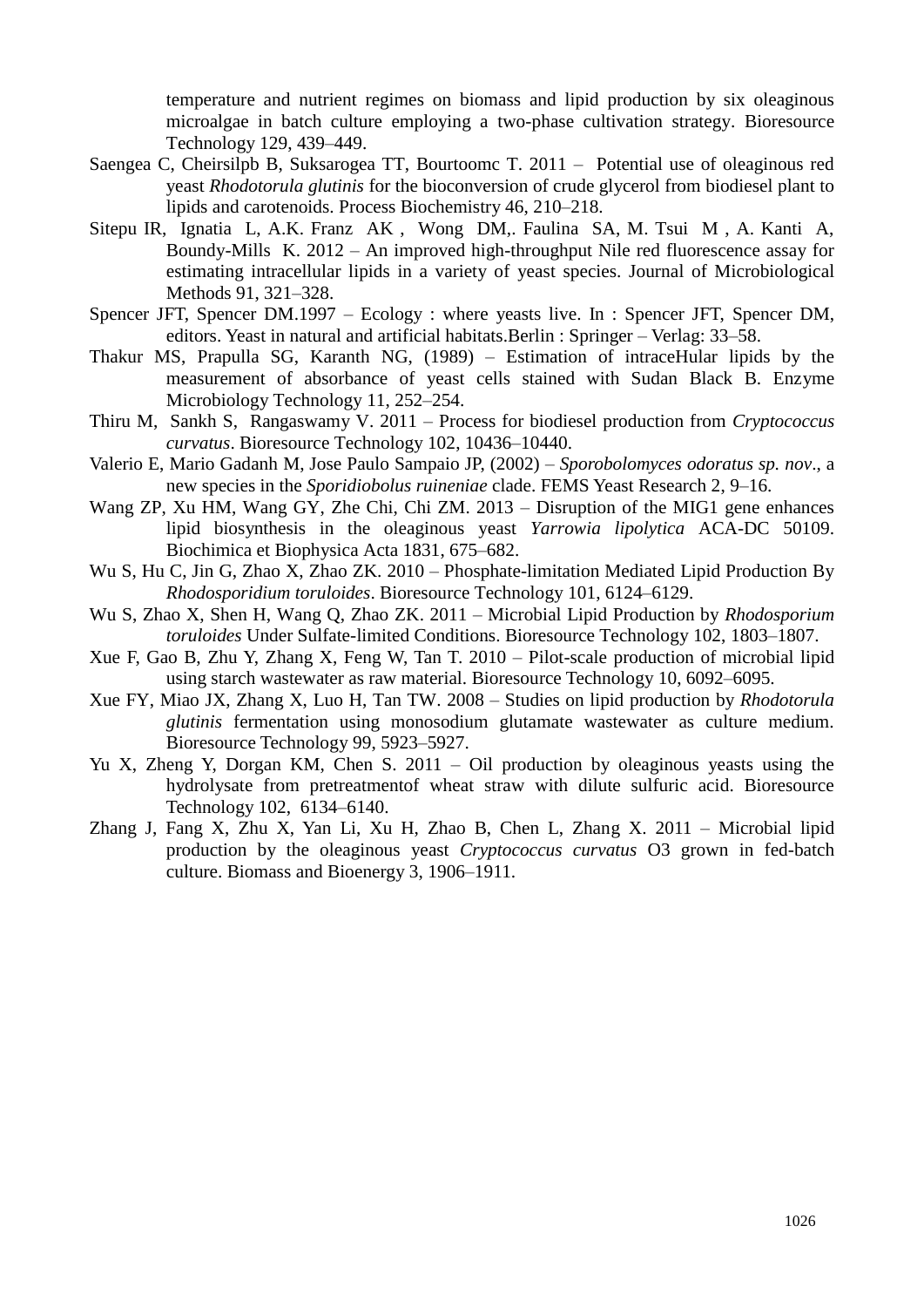temperature and nutrient regimes on biomass and lipid production by six oleaginous microalgae in batch culture employing a two-phase cultivation strategy. Bioresource Technology 129, 439–449.

Saengea C, Cheirsilpb B, Suksarogea TT, Bourtoomc T. 2011 – Potential use of oleaginous red yeast *Rhodotorula glutinis* for the bioconversion of crude glycerol from biodiesel plant to lipids and carotenoids. Process Biochemistry 46, 210–218.

Sitepu IR, Ignatia L, A.K. Franz AK , Wong DM,. Faulina SA, M. Tsui M , A. Kanti A, Boundy-Mills K. 2012 – An improved high-throughput Nile red fluorescence assay for estimating intracellular lipids in a variety of yeast species. Journal of Microbiological Methods 91, 321–328.

Spencer JFT, Spencer DM.1997 – Ecology : where yeasts live. In : Spencer JFT, Spencer DM, editors. Yeast in natural and artificial habitats.Berlin : Springer – Verlag: 33–58.

Thakur MS, Prapulla SG, Karanth NG, (1989) – Estimation of intraceHular lipids by the measurement of absorbance of yeast cells stained with Sudan Black B. Enzyme Microbiology Technology 11, 252–254.

Thiru M, Sankh S, Rangaswamy V. 2011 – Process for biodiesel production from *Cryptococcus curvatus*. Bioresource Technology 102, 10436–10440.

Valerio E, Mario Gadanh M, Jose Paulo Sampaio JP, (2002) – *Sporobolomyces odoratus sp. nov*., a new species in the *Sporidiobolus ruineniae* clade. FEMS Yeast Research 2, 9–16.

Wang ZP, Xu HM, Wang GY, Zhe Chi, Chi ZM. 2013 – Disruption of the MIG1 gene enhances lipid biosynthesis in the oleaginous yeast *Yarrowia lipolytica* ACA-DC 50109. Biochimica et Biophysica Acta 1831, 675–682.

Wu S, Hu C, Jin G, Zhao X, Zhao ZK. 2010 – Phosphate-limitation Mediated Lipid Production By *Rhodosporidium toruloides*. Bioresource Technology 101, 6124–6129.

Wu S, Zhao X, Shen H, Wang Q, Zhao ZK. 2011 – Microbial Lipid Production by *Rhodosporium toruloides* Under Sulfate-limited Conditions. Bioresource Technology 102, 1803–1807.

Xue F, Gao B, Zhu Y, Zhang X, Feng W, Tan T. 2010 – Pilot-scale production of microbial lipid using starch wastewater as raw material. Bioresource Technology 10, 6092–6095.

Xue FY, Miao JX, Zhang X, Luo H, Tan TW. 2008 – Studies on lipid production by *Rhodotorula glutinis* fermentation using monosodium glutamate wastewater as culture medium. Bioresource Technology 99, 5923–5927.

Yu X, Zheng Y, Dorgan KM, Chen S. 2011 – Oil production by oleaginous yeasts using the hydrolysate from pretreatmentof wheat straw with dilute sulfuric acid. Bioresource Technology 102, 6134–6140.

Zhang J, Fang X, Zhu X, Yan Li, Xu H, Zhao B, Chen L, Zhang X. 2011 – Microbial lipid production by the oleaginous yeast *Cryptococcus curvatus* O3 grown in fed-batch culture. Biomass and Bioenergy 3, 1906–1911.